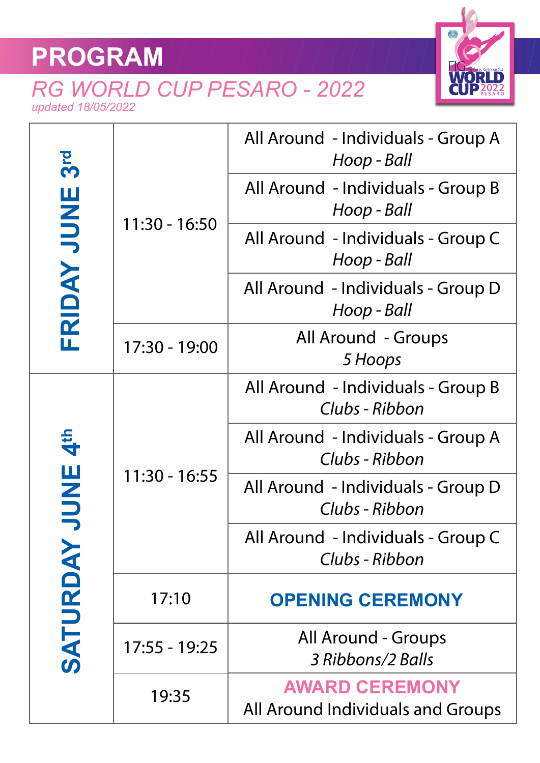# PROGRAM

## *RG WORLD CUP PESARO - 2022*

*updated 18/05/2022*

| Day | Time | Event |
|---|---|---|
| FRIDAY JUNE 3rd | 11:30 - 16:50 | All Around - Individuals - Group A *Hoop - Ball* |
| | | All Around - Individuals - Group B *Hoop - Ball* |
| | | All Around - Individuals - Group C *Hoop - Ball* |
| | | All Around - Individuals - Group D *Hoop - Ball* |
| | 17:30 - 19:00 | All Around - Groups *5 Hoops* |
| SATURDAY JUNE 4th | 11:30 - 16:55 | All Around - Individuals - Group B *Clubs - Ribbon* |
| | | All Around - Individuals - Group A *Clubs - Ribbon* |
| | | All Around - Individuals - Group D *Clubs - Ribbon* |
| | | All Around - Individuals - Group C *Clubs - Ribbon* |
| | 17:10 | **OPENING CEREMONY** |
| | 17:55 - 19:25 | All Around - Groups *3 Ribbons/2 Balls* |
| | 19:35 | **AWARD CEREMONY** All Around Individuals and Groups |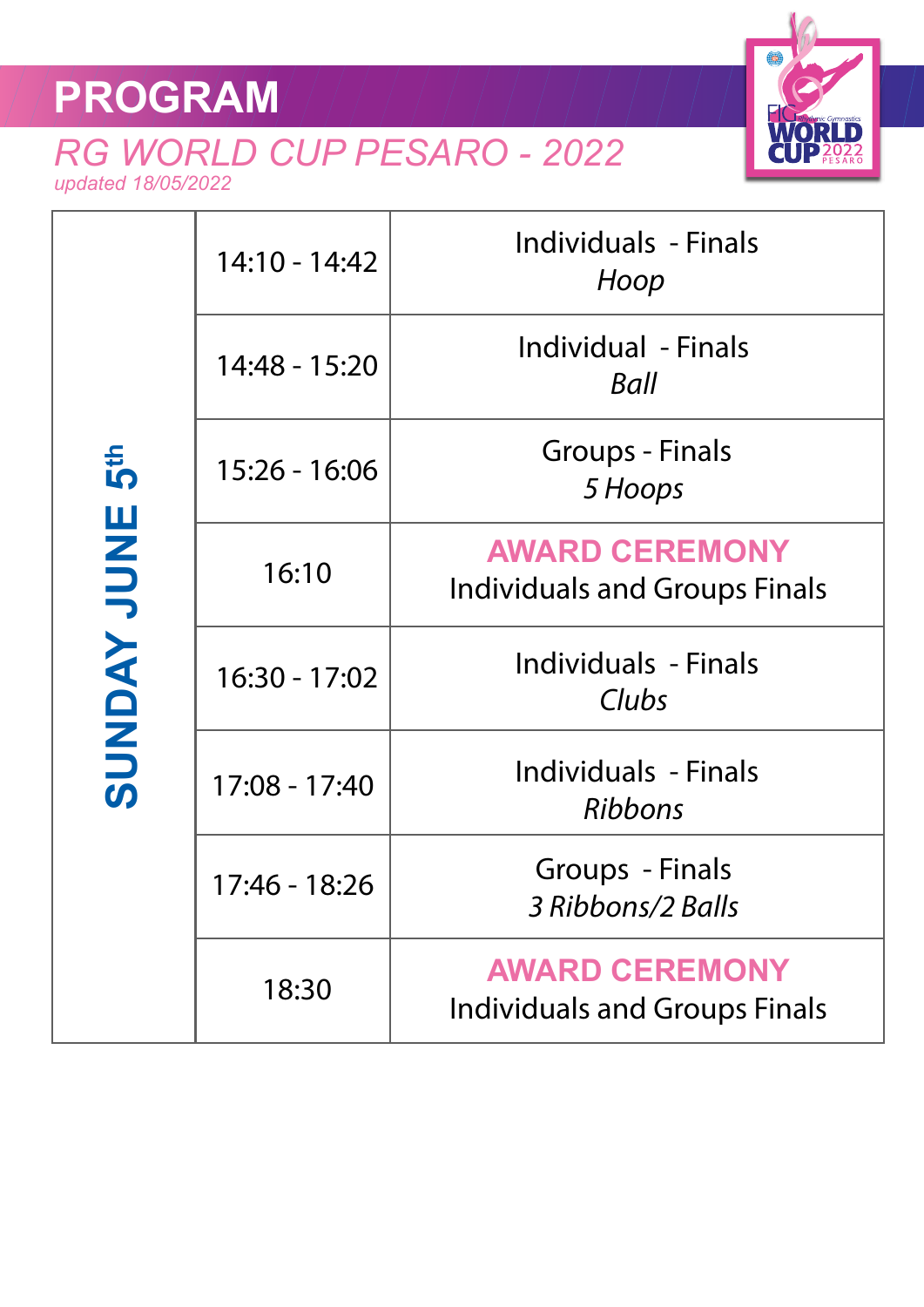# PROGRAM

*RG WORLD CUP PESARO - 2022*

*updated 18/05/2022*

| | | |
|---|---|---|
| **SUNDAY JUNE 5th** | 14:10 - 14:42 | Individuals - Finals *Hoop* |
| | 14:48 - 15:20 | Individual - Finals *Ball* |
| | 15:26 - 16:06 | Groups - Finals *5 Hoops* |
| | 16:10 | **AWARD CEREMONY** Individuals and Groups Finals |
| | 16:30 - 17:02 | Individuals - Finals *Clubs* |
| | 17:08 - 17:40 | Individuals - Finals *Ribbons* |
| | 17:46 - 18:26 | Groups - Finals *3 Ribbons/2 Balls* |
| | 18:30 | **AWARD CEREMONY** Individuals and Groups Finals |